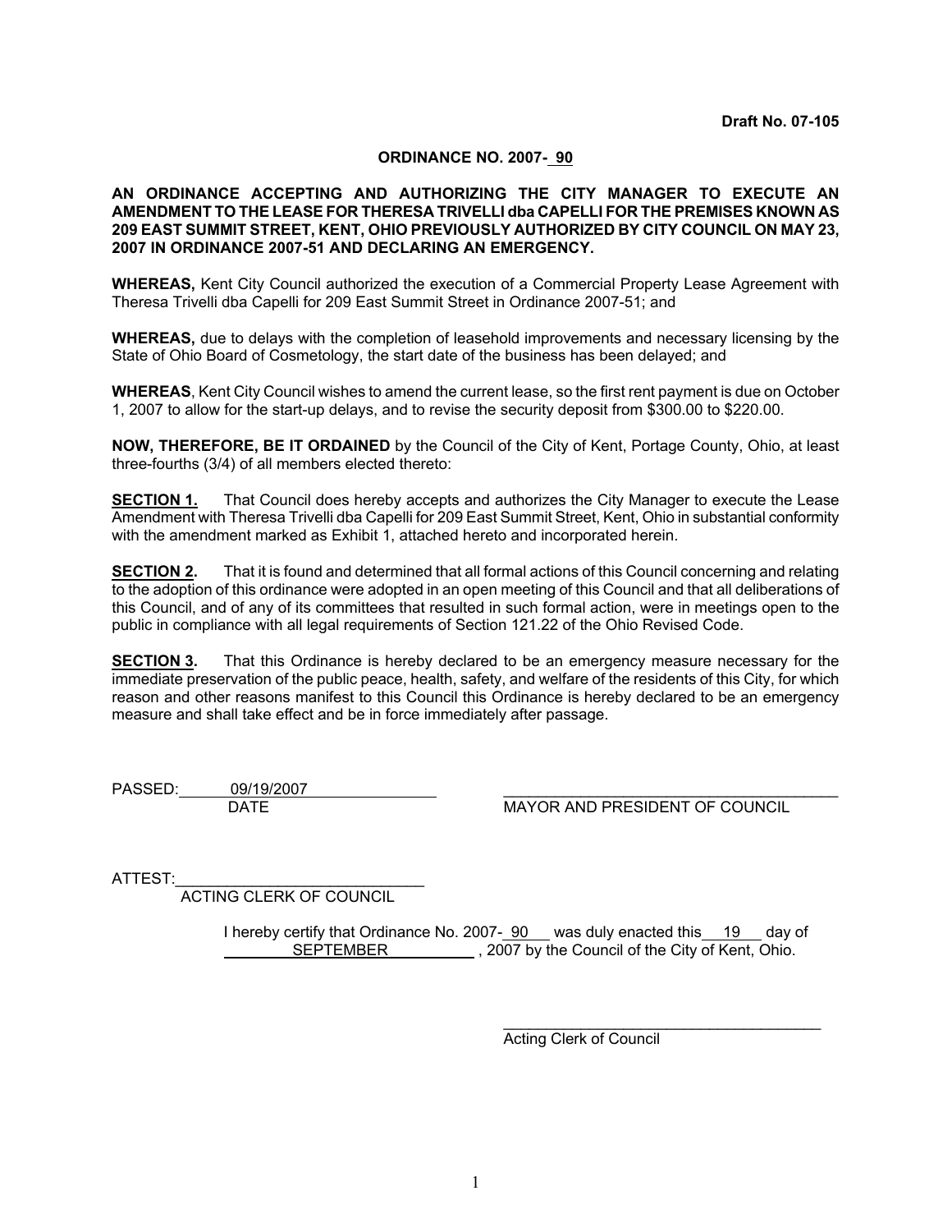**Draft No. 07-105**

**ORDINANCE NO. 2007- 90**

**AN ORDINANCE ACCEPTING AND AUTHORIZING THE CITY MANAGER TO EXECUTE AN AMENDMENT TO THE LEASE FOR THERESA TRIVELLI dba CAPELLI FOR THE PREMISES KNOWN AS 209 EAST SUMMIT STREET, KENT, OHIO PREVIOUSLY AUTHORIZED BY CITY COUNCIL ON MAY 23, 2007 IN ORDINANCE 2007-51 AND DECLARING AN EMERGENCY.**

**WHEREAS,** Kent City Council authorized the execution of a Commercial Property Lease Agreement with Theresa Trivelli dba Capelli for 209 East Summit Street in Ordinance 2007-51; and

**WHEREAS,** due to delays with the completion of leasehold improvements and necessary licensing by the State of Ohio Board of Cosmetology, the start date of the business has been delayed; and

**WHEREAS**, Kent City Council wishes to amend the current lease, so the first rent payment is due on October 1, 2007 to allow for the start-up delays, and to revise the security deposit from $300.00 to $220.00.

**NOW, THEREFORE, BE IT ORDAINED** by the Council of the City of Kent, Portage County, Ohio, at least three-fourths (3/4) of all members elected thereto:

**SECTION 1.** That Council does hereby accepts and authorizes the City Manager to execute the Lease Amendment with Theresa Trivelli dba Capelli for 209 East Summit Street, Kent, Ohio in substantial conformity with the amendment marked as Exhibit 1, attached hereto and incorporated herein.

**SECTION 2.** That it is found and determined that all formal actions of this Council concerning and relating to the adoption of this ordinance were adopted in an open meeting of this Council and that all deliberations of this Council, and of any of its committees that resulted in such formal action, were in meetings open to the public in compliance with all legal requirements of Section 121.22 of the Ohio Revised Code.

**SECTION 3.** That this Ordinance is hereby declared to be an emergency measure necessary for the immediate preservation of the public peace, health, safety, and welfare of the residents of this City, for which reason and other reasons manifest to this Council this Ordinance is hereby declared to be an emergency measure and shall take effect and be in force immediately after passage.

PASSED: 09/19/2007
DATE

\_\_\_\_\_\_\_\_\_\_\_\_\_\_\_\_\_\_\_\_\_\_\_\_\_\_\_\_\_\_\_\_\_\_\_\_\_\_\_\_
MAYOR AND PRESIDENT OF COUNCIL

ATTEST:\_\_\_\_\_\_\_\_\_\_\_\_\_\_\_\_\_\_\_\_\_\_\_\_\_\_\_\_\_\_
ACTING CLERK OF COUNCIL

I hereby certify that Ordinance No. 2007- 90 was duly enacted this 19 day of SEPTEMBER , 2007 by the Council of the City of Kent, Ohio.

\_\_\_\_\_\_\_\_\_\_\_\_\_\_\_\_\_\_\_\_\_\_\_\_\_\_\_\_\_\_\_\_\_\_\_\_\_\_\_\_
Acting Clerk of Council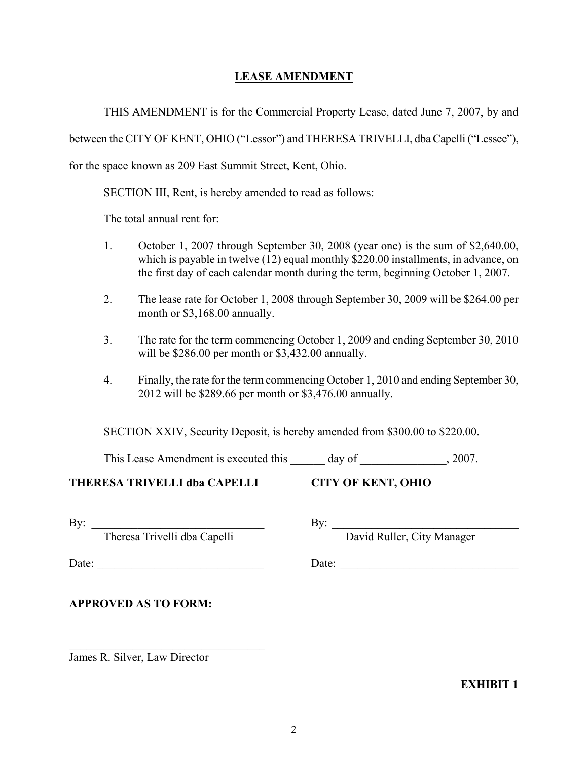# LEASE AMENDMENT

THIS AMENDMENT is for the Commercial Property Lease, dated June 7, 2007, by and between the CITY OF KENT, OHIO ("Lessor") and THERESA TRIVELLI, dba Capelli ("Lessee"), for the space known as 209 East Summit Street, Kent, Ohio.

SECTION III, Rent, is hereby amended to read as follows:

The total annual rent for:

1. October 1, 2007 through September 30, 2008 (year one) is the sum of $2,640.00, which is payable in twelve (12) equal monthly $220.00 installments, in advance, on the first day of each calendar month during the term, beginning October 1, 2007.

2. The lease rate for October 1, 2008 through September 30, 2009 will be $264.00 per month or $3,168.00 annually.

3. The rate for the term commencing October 1, 2009 and ending September 30, 2010 will be $286.00 per month or $3,432.00 annually.

4. Finally, the rate for the term commencing October 1, 2010 and ending September 30, 2012 will be $289.66 per month or $3,476.00 annually.

SECTION XXIV, Security Deposit, is hereby amended from $300.00 to $220.00.

This Lease Amendment is executed this ______ day of _______________, 2007.

**THERESA TRIVELLI dba CAPELLI**

By: ______________________________
Theresa Trivelli dba Capelli

Date: ______________________________

**CITY OF KENT, OHIO**

By: ______________________________
David Ruller, City Manager

Date: ______________________________

**APPROVED AS TO FORM:**

______________________________
James R. Silver, Law Director

**EXHIBIT 1**